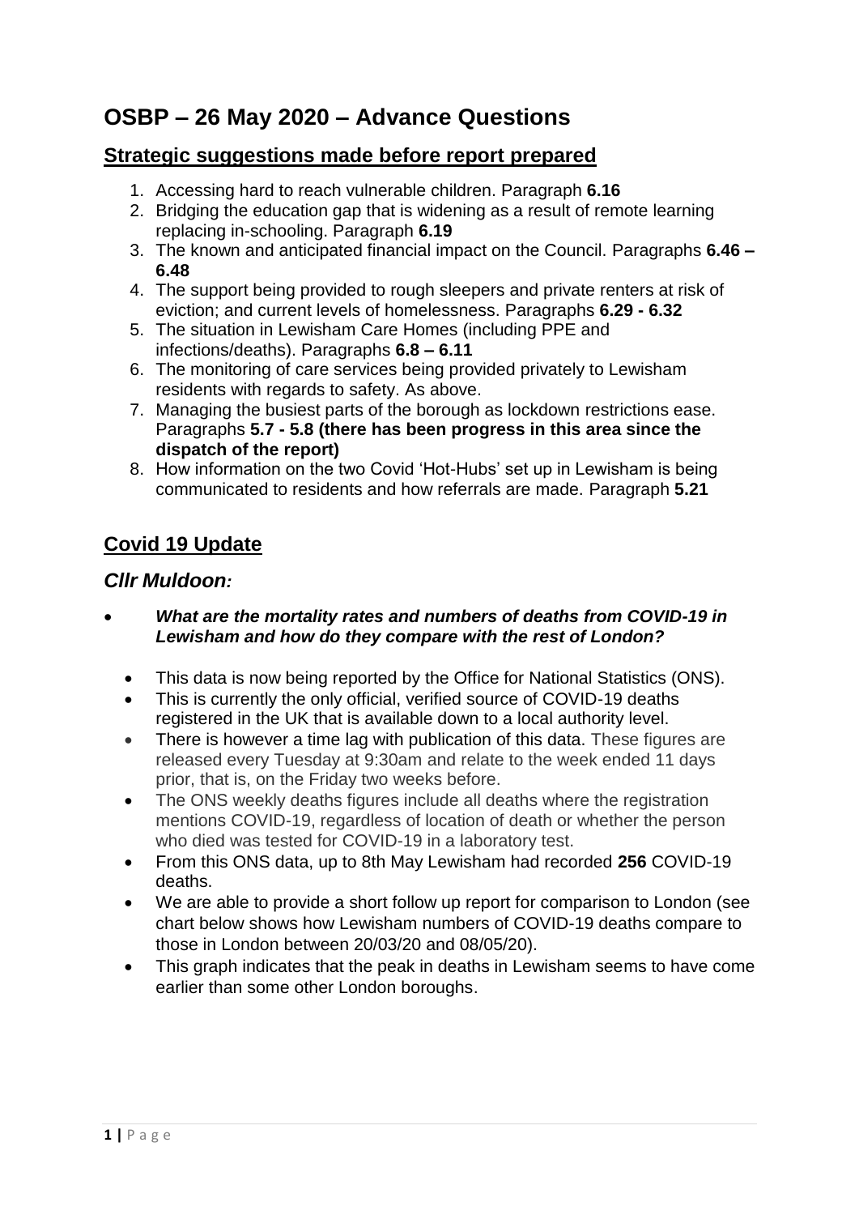# OSBP – 26 May 2020 – Advance Questions

## Strategic suggestions made before report prepared

1. Accessing hard to reach vulnerable children. Paragraph **6.16**
2. Bridging the education gap that is widening as a result of remote learning replacing in-schooling. Paragraph **6.19**
3. The known and anticipated financial impact on the Council. Paragraphs **6.46 – 6.48**
4. The support being provided to rough sleepers and private renters at risk of eviction; and current levels of homelessness. Paragraphs **6.29 - 6.32**
5. The situation in Lewisham Care Homes (including PPE and infections/deaths). Paragraphs **6.8 – 6.11**
6. The monitoring of care services being provided privately to Lewisham residents with regards to safety. As above.
7. Managing the busiest parts of the borough as lockdown restrictions ease. Paragraphs **5.7 - 5.8 (there has been progress in this area since the dispatch of the report)**
8. How information on the two Covid 'Hot-Hubs' set up in Lewisham is being communicated to residents and how referrals are made. Paragraph **5.21**

## Covid 19 Update

### *Cllr Muldoon:*

- ***What are the mortality rates and numbers of deaths from COVID-19 in Lewisham and how do they compare with the rest of London?***
  - This data is now being reported by the Office for National Statistics (ONS).
  - This is currently the only official, verified source of COVID-19 deaths registered in the UK that is available down to a local authority level.
  - There is however a time lag with publication of this data. These figures are released every Tuesday at 9:30am and relate to the week ended 11 days prior, that is, on the Friday two weeks before.
  - The ONS weekly deaths figures include all deaths where the registration mentions COVID-19, regardless of location of death or whether the person who died was tested for COVID-19 in a laboratory test.
  - From this ONS data, up to 8th May Lewisham had recorded **256** COVID-19 deaths.
  - We are able to provide a short follow up report for comparison to London (see chart below shows how Lewisham numbers of COVID-19 deaths compare to those in London between 20/03/20 and 08/05/20).
  - This graph indicates that the peak in deaths in Lewisham seems to have come earlier than some other London boroughs.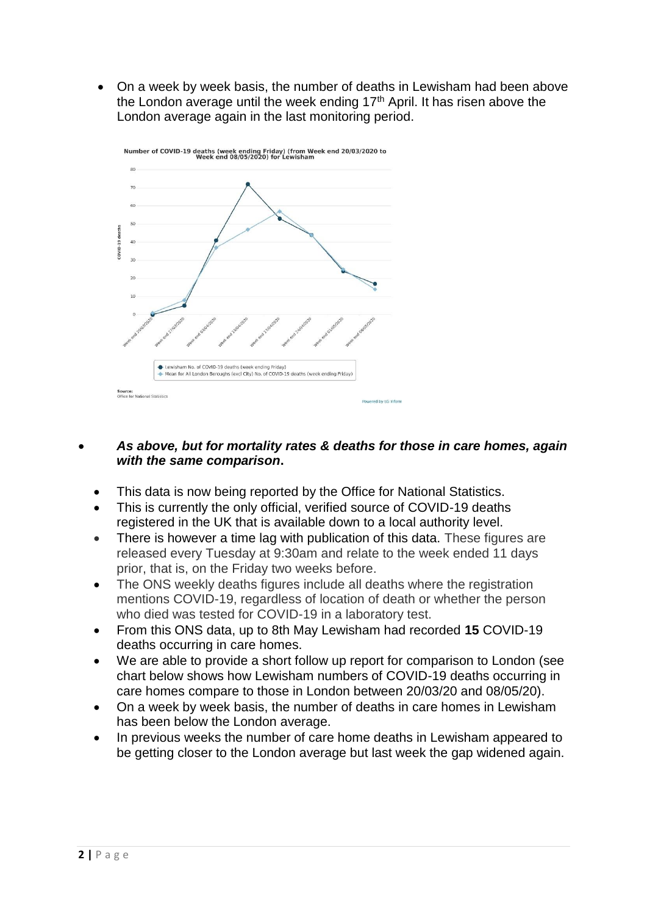- On a week by week basis, the number of deaths in Lewisham had been above the London average until the week ending 17th April. It has risen above the London average again in the last monitoring period.

- ***As above, but for mortality rates & deaths for those in care homes, again with the same comparison.***

  - This data is now being reported by the Office for National Statistics.
  - This is currently the only official, verified source of COVID-19 deaths registered in the UK that is available down to a local authority level.
  - There is however a time lag with publication of this data. These figures are released every Tuesday at 9:30am and relate to the week ended 11 days prior, that is, on the Friday two weeks before.
  - The ONS weekly deaths figures include all deaths where the registration mentions COVID-19, regardless of location of death or whether the person who died was tested for COVID-19 in a laboratory test.
  - From this ONS data, up to 8th May Lewisham had recorded **15** COVID-19 deaths occurring in care homes.
  - We are able to provide a short follow up report for comparison to London (see chart below shows how Lewisham numbers of COVID-19 deaths occurring in care homes compare to those in London between 20/03/20 and 08/05/20).
  - On a week by week basis, the number of deaths in care homes in Lewisham has been below the London average.
  - In previous weeks the number of care home deaths in Lewisham appeared to be getting closer to the London average but last week the gap widened again.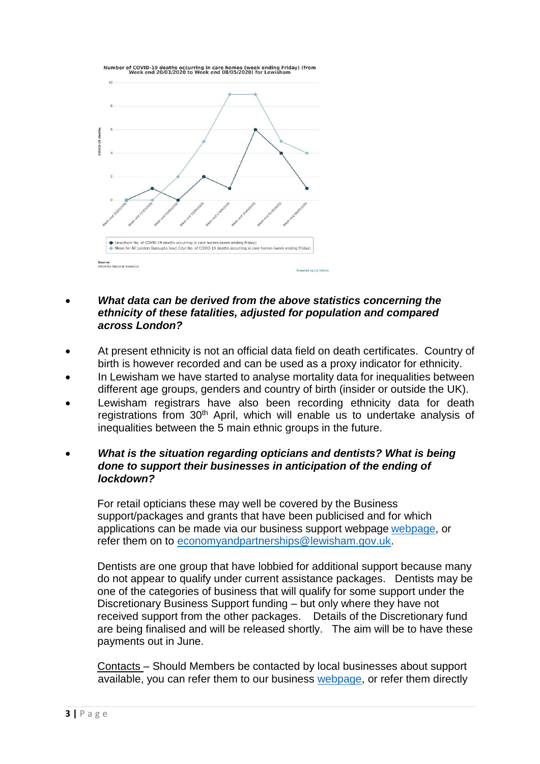Number of COVID-19 deaths occurring in care homes (week ending Friday) (from Week end 20/03/2020 to Week end 08/05/2020) for Lewisham

| Week ending | Lewisham No. of COVID-19 deaths occurring in care homes (week ending Friday) | Mean for All London Boroughs (excl City) No. of COVID-19 deaths occurring in care homes (week ending Friday) |
| --- | --- | --- |
| Week end 20/03/2020 | 0 | 0 |
| Week end 27/03/2020 | 1 | 0 |
| Week end 03/04/2020 | 0 | 2 |
| Week end 10/04/2020 | 2 | 5 |
| Week end 17/04/2020 | 1 | 9 |
| Week end 24/04/2020 | 6 | 9 |
| Week end 01/05/2020 | 4 | 5 |
| Week end 08/05/2020 | 1 | 4 |

Source: Office for National Statistics

Powered by LG Inform

- ***What data can be derived from the above statistics concerning the ethnicity of these fatalities, adjusted for population and compared across London?***

- At present ethnicity is not an official data field on death certificates. Country of birth is however recorded and can be used as a proxy indicator for ethnicity.
- In Lewisham we have started to analyse mortality data for inequalities between different age groups, genders and country of birth (insider or outside the UK).
- Lewisham registrars have also been recording ethnicity data for death registrations from 30th April, which will enable us to undertake analysis of inequalities between the 5 main ethnic groups in the future.

- ***What is the situation regarding opticians and dentists? What is being done to support their businesses in anticipation of the ending of lockdown?***

For retail opticians these may well be covered by the Business support/packages and grants that have been publicised and for which applications can be made via our business support webpage webpage, or refer them on to economyandpartnerships@lewisham.gov.uk.

Dentists are one group that have lobbied for additional support because many do not appear to qualify under current assistance packages. Dentists may be one of the categories of business that will qualify for some support under the Discretionary Business Support funding – but only where they have not received support from the other packages. Details of the Discretionary fund are being finalised and will be released shortly. The aim will be to have these payments out in June.

Contacts – Should Members be contacted by local businesses about support available, you can refer them to our business webpage, or refer them directly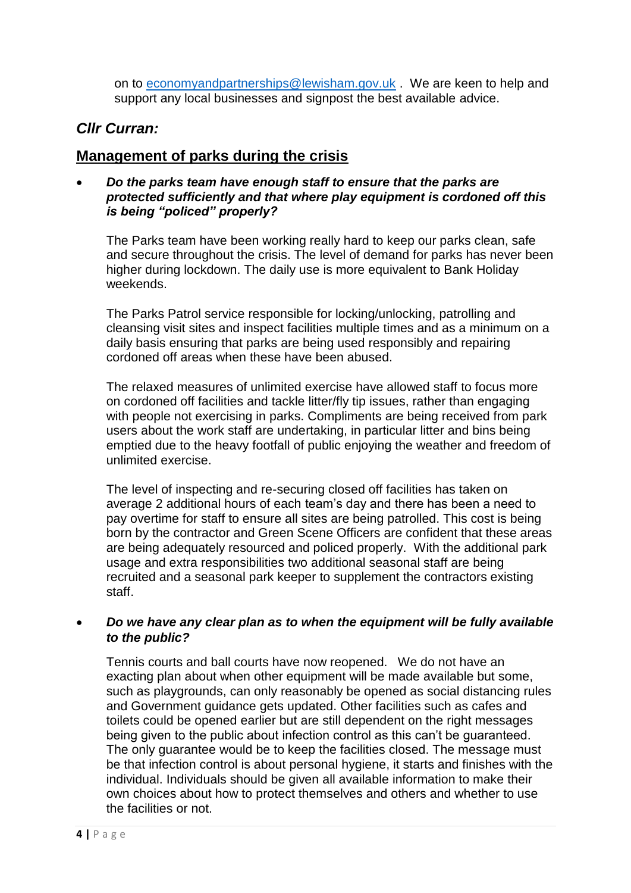on to [economyandpartnerships@lewisham.gov.uk](mailto:economyandpartnerships@lewisham.gov.uk) . We are keen to help and support any local businesses and signpost the best available advice.

## *Cllr Curran:*

## Management of parks during the crisis

- ***Do the parks team have enough staff to ensure that the parks are protected sufficiently and that where play equipment is cordoned off this is being "policed" properly?***

  The Parks team have been working really hard to keep our parks clean, safe and secure throughout the crisis. The level of demand for parks has never been higher during lockdown. The daily use is more equivalent to Bank Holiday weekends.

  The Parks Patrol service responsible for locking/unlocking, patrolling and cleansing visit sites and inspect facilities multiple times and as a minimum on a daily basis ensuring that parks are being used responsibly and repairing cordoned off areas when these have been abused.

  The relaxed measures of unlimited exercise have allowed staff to focus more on cordoned off facilities and tackle litter/fly tip issues, rather than engaging with people not exercising in parks. Compliments are being received from park users about the work staff are undertaking, in particular litter and bins being emptied due to the heavy footfall of public enjoying the weather and freedom of unlimited exercise.

  The level of inspecting and re-securing closed off facilities has taken on average 2 additional hours of each team's day and there has been a need to pay overtime for staff to ensure all sites are being patrolled. This cost is being born by the contractor and Green Scene Officers are confident that these areas are being adequately resourced and policed properly. With the additional park usage and extra responsibilities two additional seasonal staff are being recruited and a seasonal park keeper to supplement the contractors existing staff.

- ***Do we have any clear plan as to when the equipment will be fully available to the public?***

  Tennis courts and ball courts have now reopened. We do not have an exacting plan about when other equipment will be made available but some, such as playgrounds, can only reasonably be opened as social distancing rules and Government guidance gets updated. Other facilities such as cafes and toilets could be opened earlier but are still dependent on the right messages being given to the public about infection control as this can't be guaranteed. The only guarantee would be to keep the facilities closed. The message must be that infection control is about personal hygiene, it starts and finishes with the individual. Individuals should be given all available information to make their own choices about how to protect themselves and others and whether to use the facilities or not.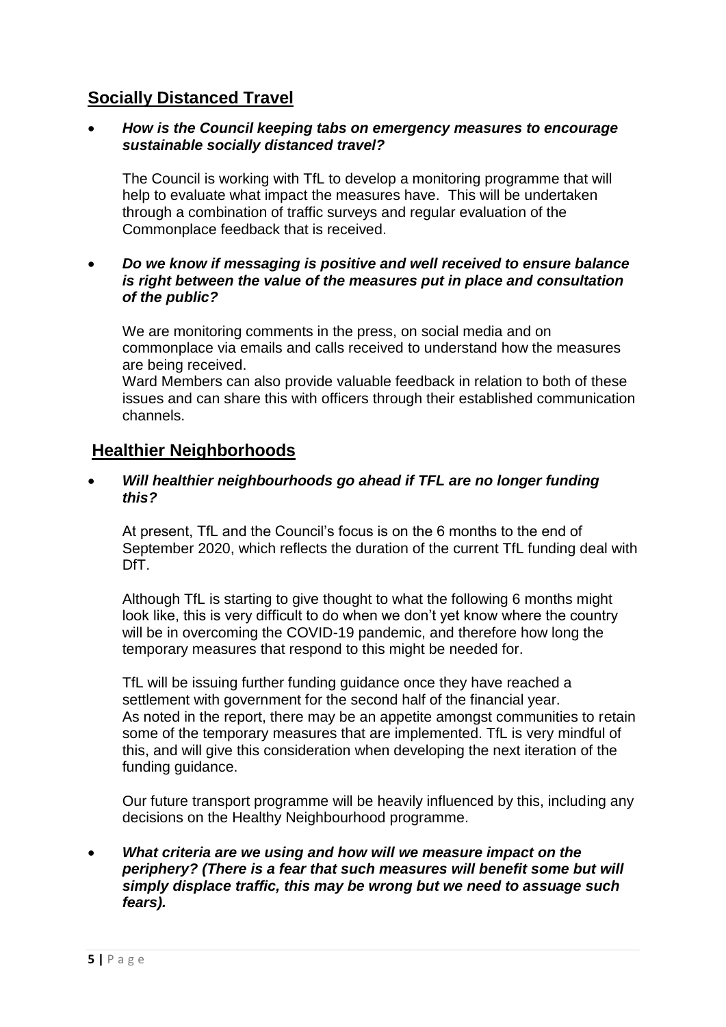## Socially Distanced Travel

- ***How is the Council keeping tabs on emergency measures to encourage sustainable socially distanced travel?***

  The Council is working with TfL to develop a monitoring programme that will help to evaluate what impact the measures have. This will be undertaken through a combination of traffic surveys and regular evaluation of the Commonplace feedback that is received.

- ***Do we know if messaging is positive and well received to ensure balance is right between the value of the measures put in place and consultation of the public?***

  We are monitoring comments in the press, on social media and on commonplace via emails and calls received to understand how the measures are being received.
  Ward Members can also provide valuable feedback in relation to both of these issues and can share this with officers through their established communication channels.

## Healthier Neighborhoods

- ***Will healthier neighbourhoods go ahead if TFL are no longer funding this?***

  At present, TfL and the Council's focus is on the 6 months to the end of September 2020, which reflects the duration of the current TfL funding deal with DfT.

  Although TfL is starting to give thought to what the following 6 months might look like, this is very difficult to do when we don't yet know where the country will be in overcoming the COVID-19 pandemic, and therefore how long the temporary measures that respond to this might be needed for.

  TfL will be issuing further funding guidance once they have reached a settlement with government for the second half of the financial year.
  As noted in the report, there may be an appetite amongst communities to retain some of the temporary measures that are implemented. TfL is very mindful of this, and will give this consideration when developing the next iteration of the funding guidance.

  Our future transport programme will be heavily influenced by this, including any decisions on the Healthy Neighbourhood programme.

- ***What criteria are we using and how will we measure impact on the periphery? (There is a fear that such measures will benefit some but will simply displace traffic, this may be wrong but we need to assuage such fears).***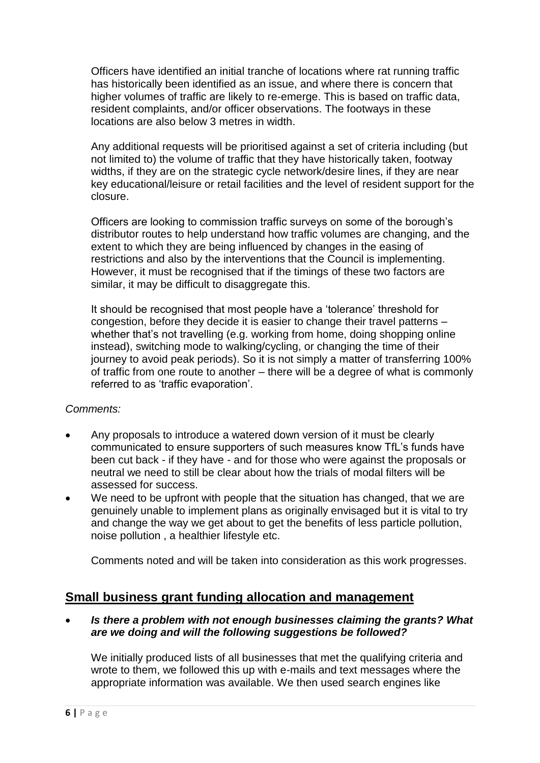Officers have identified an initial tranche of locations where rat running traffic has historically been identified as an issue, and where there is concern that higher volumes of traffic are likely to re-emerge. This is based on traffic data, resident complaints, and/or officer observations. The footways in these locations are also below 3 metres in width.

Any additional requests will be prioritised against a set of criteria including (but not limited to) the volume of traffic that they have historically taken, footway widths, if they are on the strategic cycle network/desire lines, if they are near key educational/leisure or retail facilities and the level of resident support for the closure.

Officers are looking to commission traffic surveys on some of the borough's distributor routes to help understand how traffic volumes are changing, and the extent to which they are being influenced by changes in the easing of restrictions and also by the interventions that the Council is implementing. However, it must be recognised that if the timings of these two factors are similar, it may be difficult to disaggregate this.

It should be recognised that most people have a 'tolerance' threshold for congestion, before they decide it is easier to change their travel patterns – whether that's not travelling (e.g. working from home, doing shopping online instead), switching mode to walking/cycling, or changing the time of their journey to avoid peak periods). So it is not simply a matter of transferring 100% of traffic from one route to another – there will be a degree of what is commonly referred to as 'traffic evaporation'.

*Comments:*

- Any proposals to introduce a watered down version of it must be clearly communicated to ensure supporters of such measures know TfL's funds have been cut back - if they have - and for those who were against the proposals or neutral we need to still be clear about how the trials of modal filters will be assessed for success.
- We need to be upfront with people that the situation has changed, that we are genuinely unable to implement plans as originally envisaged but it is vital to try and change the way we get about to get the benefits of less particle pollution, noise pollution , a healthier lifestyle etc.

Comments noted and will be taken into consideration as this work progresses.

## Small business grant funding allocation and management

- ***Is there a problem with not enough businesses claiming the grants? What are we doing and will the following suggestions be followed?***

We initially produced lists of all businesses that met the qualifying criteria and wrote to them, we followed this up with e-mails and text messages where the appropriate information was available. We then used search engines like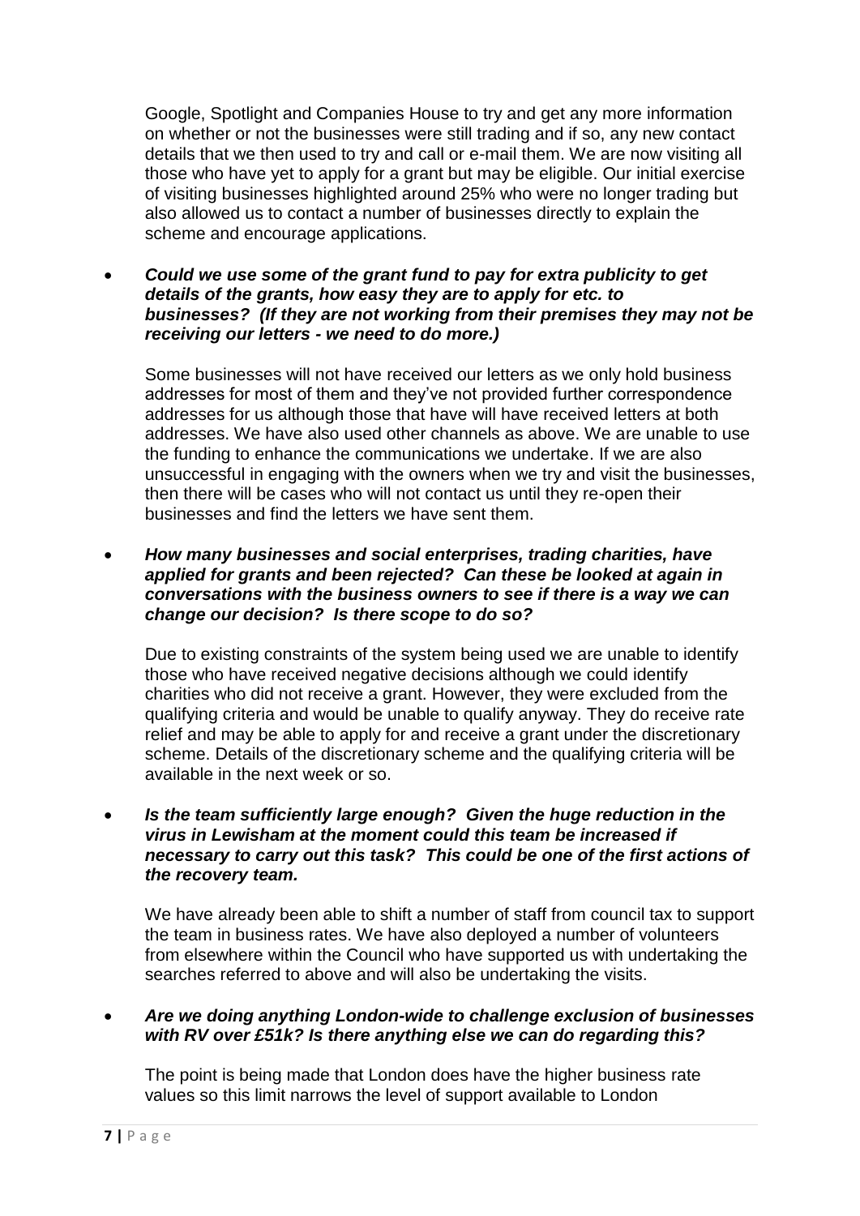Google, Spotlight and Companies House to try and get any more information on whether or not the businesses were still trading and if so, any new contact details that we then used to try and call or e-mail them. We are now visiting all those who have yet to apply for a grant but may be eligible. Our initial exercise of visiting businesses highlighted around 25% who were no longer trading but also allowed us to contact a number of businesses directly to explain the scheme and encourage applications.

- ***Could we use some of the grant fund to pay for extra publicity to get details of the grants, how easy they are to apply for etc. to businesses? (If they are not working from their premises they may not be receiving our letters - we need to do more.)***

  Some businesses will not have received our letters as we only hold business addresses for most of them and they've not provided further correspondence addresses for us although those that have will have received letters at both addresses. We have also used other channels as above. We are unable to use the funding to enhance the communications we undertake. If we are also unsuccessful in engaging with the owners when we try and visit the businesses, then there will be cases who will not contact us until they re-open their businesses and find the letters we have sent them.

- ***How many businesses and social enterprises, trading charities, have applied for grants and been rejected? Can these be looked at again in conversations with the business owners to see if there is a way we can change our decision? Is there scope to do so?***

  Due to existing constraints of the system being used we are unable to identify those who have received negative decisions although we could identify charities who did not receive a grant. However, they were excluded from the qualifying criteria and would be unable to qualify anyway. They do receive rate relief and may be able to apply for and receive a grant under the discretionary scheme. Details of the discretionary scheme and the qualifying criteria will be available in the next week or so.

- ***Is the team sufficiently large enough? Given the huge reduction in the virus in Lewisham at the moment could this team be increased if necessary to carry out this task? This could be one of the first actions of the recovery team.***

  We have already been able to shift a number of staff from council tax to support the team in business rates. We have also deployed a number of volunteers from elsewhere within the Council who have supported us with undertaking the searches referred to above and will also be undertaking the visits.

- ***Are we doing anything London-wide to challenge exclusion of businesses with RV over £51k? Is there anything else we can do regarding this?***

  The point is being made that London does have the higher business rate values so this limit narrows the level of support available to London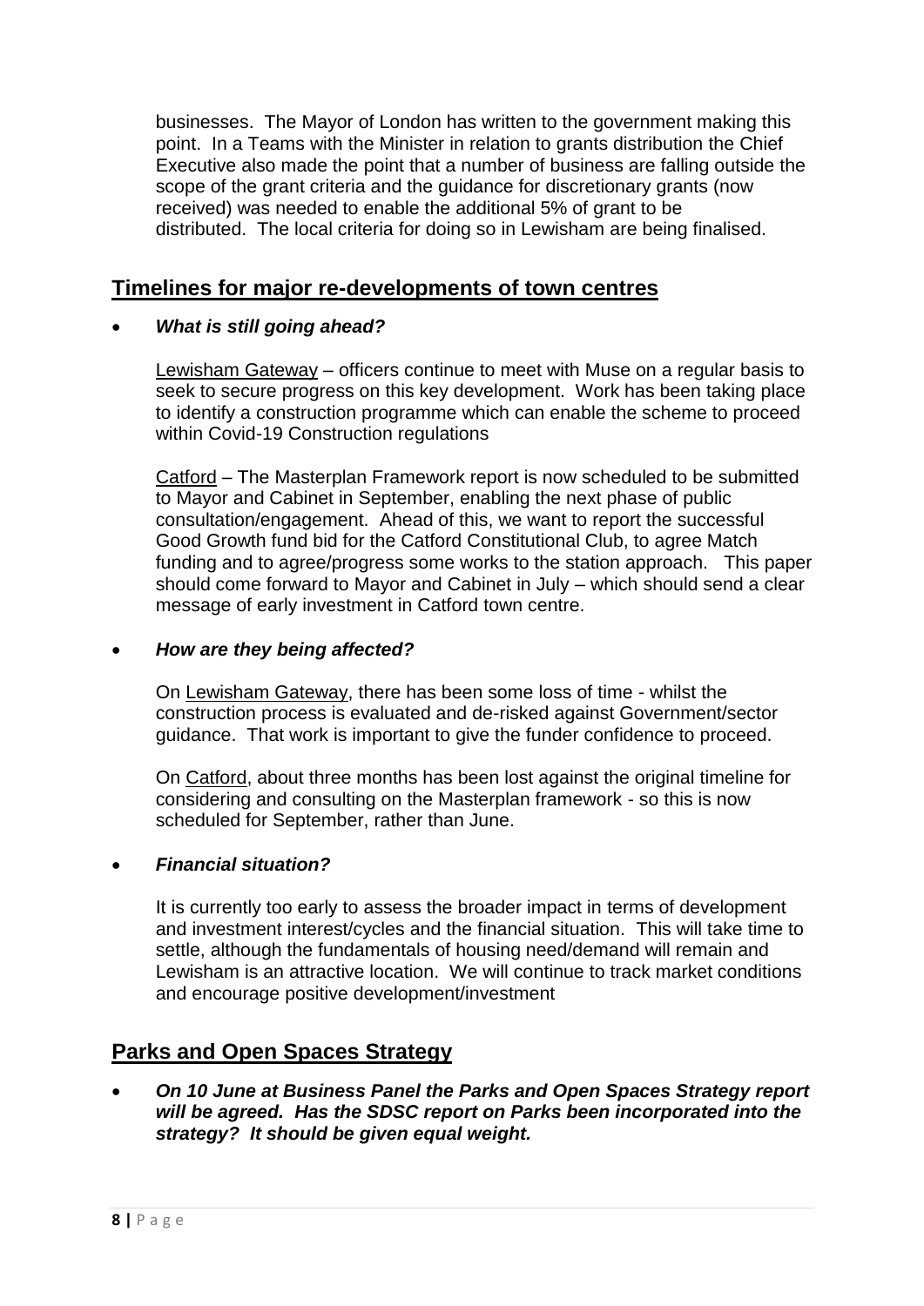businesses. The Mayor of London has written to the government making this point. In a Teams with the Minister in relation to grants distribution the Chief Executive also made the point that a number of business are falling outside the scope of the grant criteria and the guidance for discretionary grants (now received) was needed to enable the additional 5% of grant to be distributed. The local criteria for doing so in Lewisham are being finalised.

## Timelines for major re-developments of town centres

- ***What is still going ahead?***

  Lewisham Gateway – officers continue to meet with Muse on a regular basis to seek to secure progress on this key development. Work has been taking place to identify a construction programme which can enable the scheme to proceed within Covid-19 Construction regulations

  Catford – The Masterplan Framework report is now scheduled to be submitted to Mayor and Cabinet in September, enabling the next phase of public consultation/engagement. Ahead of this, we want to report the successful Good Growth fund bid for the Catford Constitutional Club, to agree Match funding and to agree/progress some works to the station approach. This paper should come forward to Mayor and Cabinet in July – which should send a clear message of early investment in Catford town centre.

- ***How are they being affected?***

  On Lewisham Gateway, there has been some loss of time - whilst the construction process is evaluated and de-risked against Government/sector guidance. That work is important to give the funder confidence to proceed.

  On Catford, about three months has been lost against the original timeline for considering and consulting on the Masterplan framework - so this is now scheduled for September, rather than June.

- ***Financial situation?***

  It is currently too early to assess the broader impact in terms of development and investment interest/cycles and the financial situation. This will take time to settle, although the fundamentals of housing need/demand will remain and Lewisham is an attractive location. We will continue to track market conditions and encourage positive development/investment

## Parks and Open Spaces Strategy

- ***On 10 June at Business Panel the Parks and Open Spaces Strategy report will be agreed. Has the SDSC report on Parks been incorporated into the strategy? It should be given equal weight.***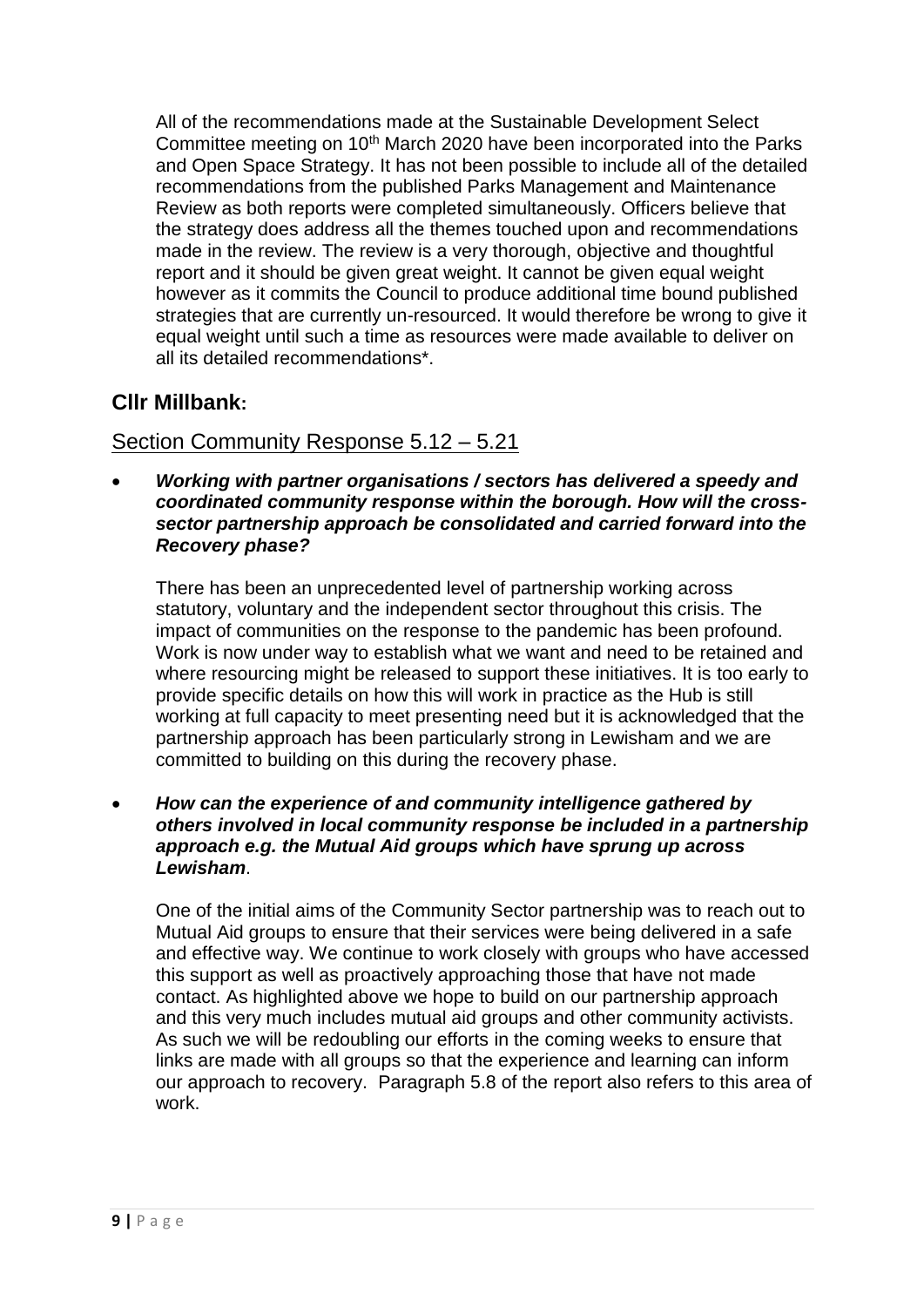All of the recommendations made at the Sustainable Development Select Committee meeting on 10th March 2020 have been incorporated into the Parks and Open Space Strategy. It has not been possible to include all of the detailed recommendations from the published Parks Management and Maintenance Review as both reports were completed simultaneously. Officers believe that the strategy does address all the themes touched upon and recommendations made in the review. The review is a very thorough, objective and thoughtful report and it should be given great weight. It cannot be given equal weight however as it commits the Council to produce additional time bound published strategies that are currently un-resourced. It would therefore be wrong to give it equal weight until such a time as resources were made available to deliver on all its detailed recommendations*.

## Cllr Millbank:

### Section Community Response 5.12 – 5.21

- ***Working with partner organisations / sectors has delivered a speedy and coordinated community response within the borough. How will the cross-sector partnership approach be consolidated and carried forward into the Recovery phase?***

  There has been an unprecedented level of partnership working across statutory, voluntary and the independent sector throughout this crisis. The impact of communities on the response to the pandemic has been profound. Work is now under way to establish what we want and need to be retained and where resourcing might be released to support these initiatives. It is too early to provide specific details on how this will work in practice as the Hub is still working at full capacity to meet presenting need but it is acknowledged that the partnership approach has been particularly strong in Lewisham and we are committed to building on this during the recovery phase.

- ***How can the experience of and community intelligence gathered by others involved in local community response be included in a partnership approach e.g. the Mutual Aid groups which have sprung up across Lewisham***.

  One of the initial aims of the Community Sector partnership was to reach out to Mutual Aid groups to ensure that their services were being delivered in a safe and effective way. We continue to work closely with groups who have accessed this support as well as proactively approaching those that have not made contact. As highlighted above we hope to build on our partnership approach and this very much includes mutual aid groups and other community activists. As such we will be redoubling our efforts in the coming weeks to ensure that links are made with all groups so that the experience and learning can inform our approach to recovery. Paragraph 5.8 of the report also refers to this area of work.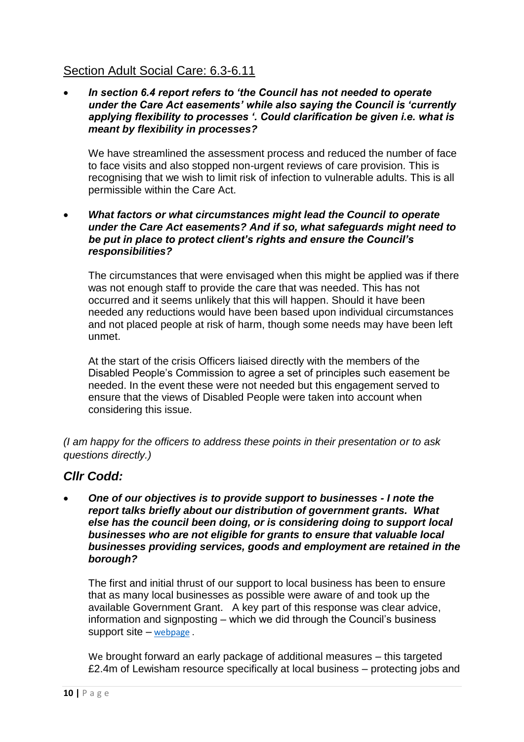## Section Adult Social Care: 6.3-6.11

- ***In section 6.4 report refers to 'the Council has not needed to operate under the Care Act easements' while also saying the Council is 'currently applying flexibility to processes '. Could clarification be given i.e. what is meant by flexibility in processes?***

  We have streamlined the assessment process and reduced the number of face to face visits and also stopped non-urgent reviews of care provision. This is recognising that we wish to limit risk of infection to vulnerable adults. This is all permissible within the Care Act.

- ***What factors or what circumstances might lead the Council to operate under the Care Act easements? And if so, what safeguards might need to be put in place to protect client's rights and ensure the Council's responsibilities?***

  The circumstances that were envisaged when this might be applied was if there was not enough staff to provide the care that was needed. This has not occurred and it seems unlikely that this will happen. Should it have been needed any reductions would have been based upon individual circumstances and not placed people at risk of harm, though some needs may have been left unmet.

  At the start of the crisis Officers liaised directly with the members of the Disabled People's Commission to agree a set of principles such easement be needed. In the event these were not needed but this engagement served to ensure that the views of Disabled People were taken into account when considering this issue.

*(I am happy for the officers to address these points in their presentation or to ask questions directly.)*

## *Cllr Codd:*

- ***One of our objectives is to provide support to businesses - I note the report talks briefly about our distribution of government grants. What else has the council been doing, or is considering doing to support local businesses who are not eligible for grants to ensure that valuable local businesses providing services, goods and employment are retained in the borough?***

  The first and initial thrust of our support to local business has been to ensure that as many local businesses as possible were aware of and took up the available Government Grant. A key part of this response was clear advice, information and signposting – which we did through the Council's business support site – webpage .

  We brought forward an early package of additional measures – this targeted £2.4m of Lewisham resource specifically at local business – protecting jobs and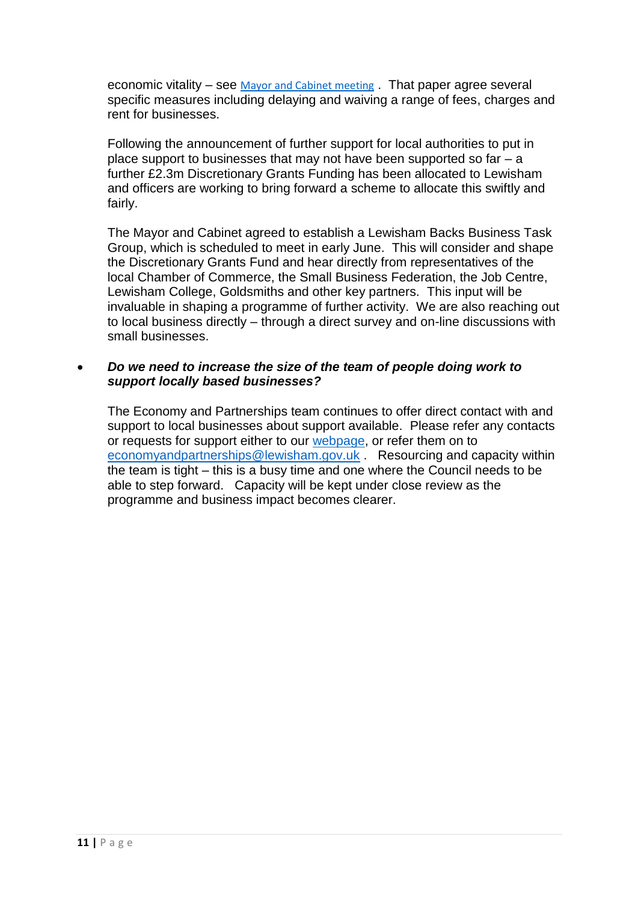economic vitality – see [Mayor and Cabinet meeting](). That paper agree several specific measures including delaying and waiving a range of fees, charges and rent for businesses.

Following the announcement of further support for local authorities to put in place support to businesses that may not have been supported so far – a further £2.3m Discretionary Grants Funding has been allocated to Lewisham and officers are working to bring forward a scheme to allocate this swiftly and fairly.

The Mayor and Cabinet agreed to establish a Lewisham Backs Business Task Group, which is scheduled to meet in early June. This will consider and shape the Discretionary Grants Fund and hear directly from representatives of the local Chamber of Commerce, the Small Business Federation, the Job Centre, Lewisham College, Goldsmiths and other key partners. This input will be invaluable in shaping a programme of further activity. We are also reaching out to local business directly – through a direct survey and on-line discussions with small businesses.

- ***Do we need to increase the size of the team of people doing work to support locally based businesses?***

  The Economy and Partnerships team continues to offer direct contact with and support to local businesses about support available. Please refer any contacts or requests for support either to our [webpage](), or refer them on to [economyandpartnerships@lewisham.gov.uk](mailto:economyandpartnerships@lewisham.gov.uk). Resourcing and capacity within the team is tight – this is a busy time and one where the Council needs to be able to step forward. Capacity will be kept under close review as the programme and business impact becomes clearer.